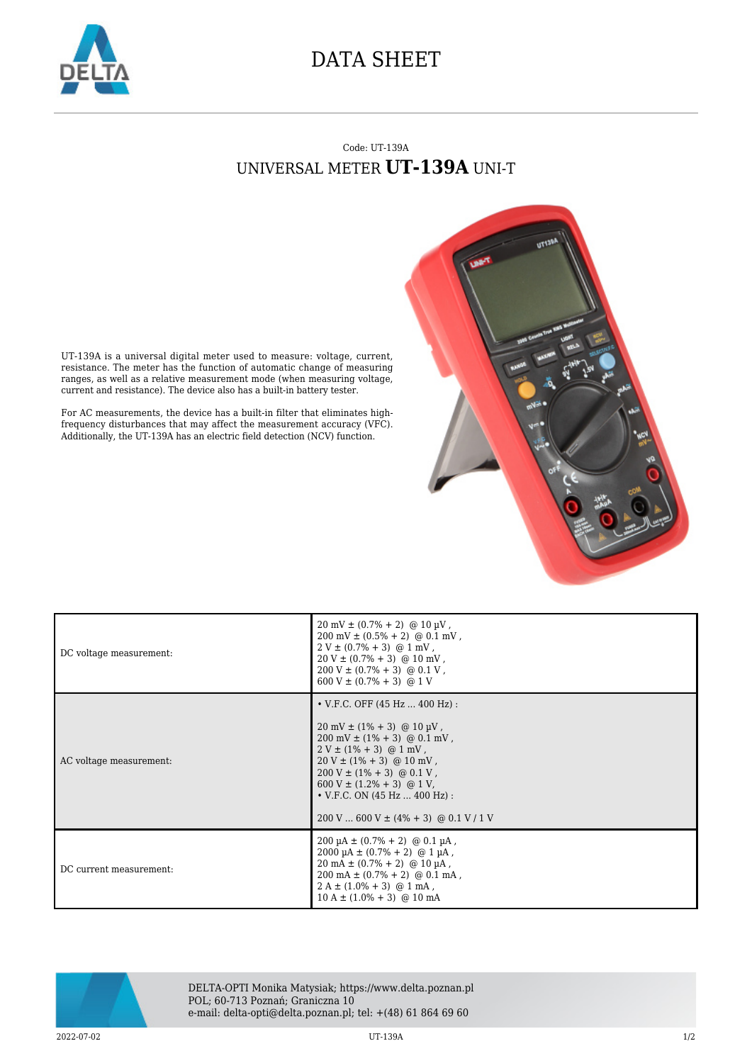# DATA SHEET

Code: UT-139A

## UNIVERSAL METER **UT-139A** UNI-T

UT-139A is a universal digital meter used to measure: voltage, current, resistance. The meter has the function of automatic change of measuring ranges, as well as a relative measurement mode (when measuring voltage, current and resistance). The device also has a built-in battery tester.

For AC measurements, the device has a built-in filter that eliminates high-frequency disturbances that may affect the measurement accuracy (VFC). Additionally, the UT-139A has an electric field detection (NCV) function.

| | |
|---|---|
| DC voltage measurement: | 20 mV ± (0.7% + 2) @ 10 µV ,<br>200 mV ± (0.5% + 2) @ 0.1 mV ,<br>2 V ± (0.7% + 3) @ 1 mV ,<br>20 V ± (0.7% + 3) @ 10 mV ,<br>200 V ± (0.7% + 3) @ 0.1 V ,<br>600 V ± (0.7% + 3) @ 1 V |
| AC voltage measurement: | • V.F.C. OFF (45 Hz ... 400 Hz) :<br><br>20 mV ± (1% + 3) @ 10 µV ,<br>200 mV ± (1% + 3) @ 0.1 mV ,<br>2 V ± (1% + 3) @ 1 mV ,<br>20 V ± (1% + 3) @ 10 mV ,<br>200 V ± (1% + 3) @ 0.1 V ,<br>600 V ± (1.2% + 3) @ 1 V,<br>• V.F.C. ON (45 Hz ... 400 Hz) :<br><br>200 V ... 600 V ± (4% + 3) @ 0.1 V / 1 V |
| DC current measurement: | 200 µA ± (0.7% + 2) @ 0.1 µA ,<br>2000 µA ± (0.7% + 2) @ 1 µA ,<br>20 mA ± (0.7% + 2) @ 10 µA ,<br>200 mA ± (0.7% + 2) @ 0.1 mA ,<br>2 A ± (1.0% + 3) @ 1 mA ,<br>10 A ± (1.0% + 3) @ 10 mA |

DELTA-OPTI Monika Matysiak; https://www.delta.poznan.pl
POL; 60-713 Poznań; Graniczna 10
e-mail: delta-opti@delta.poznan.pl; tel: +(48) 61 864 69 60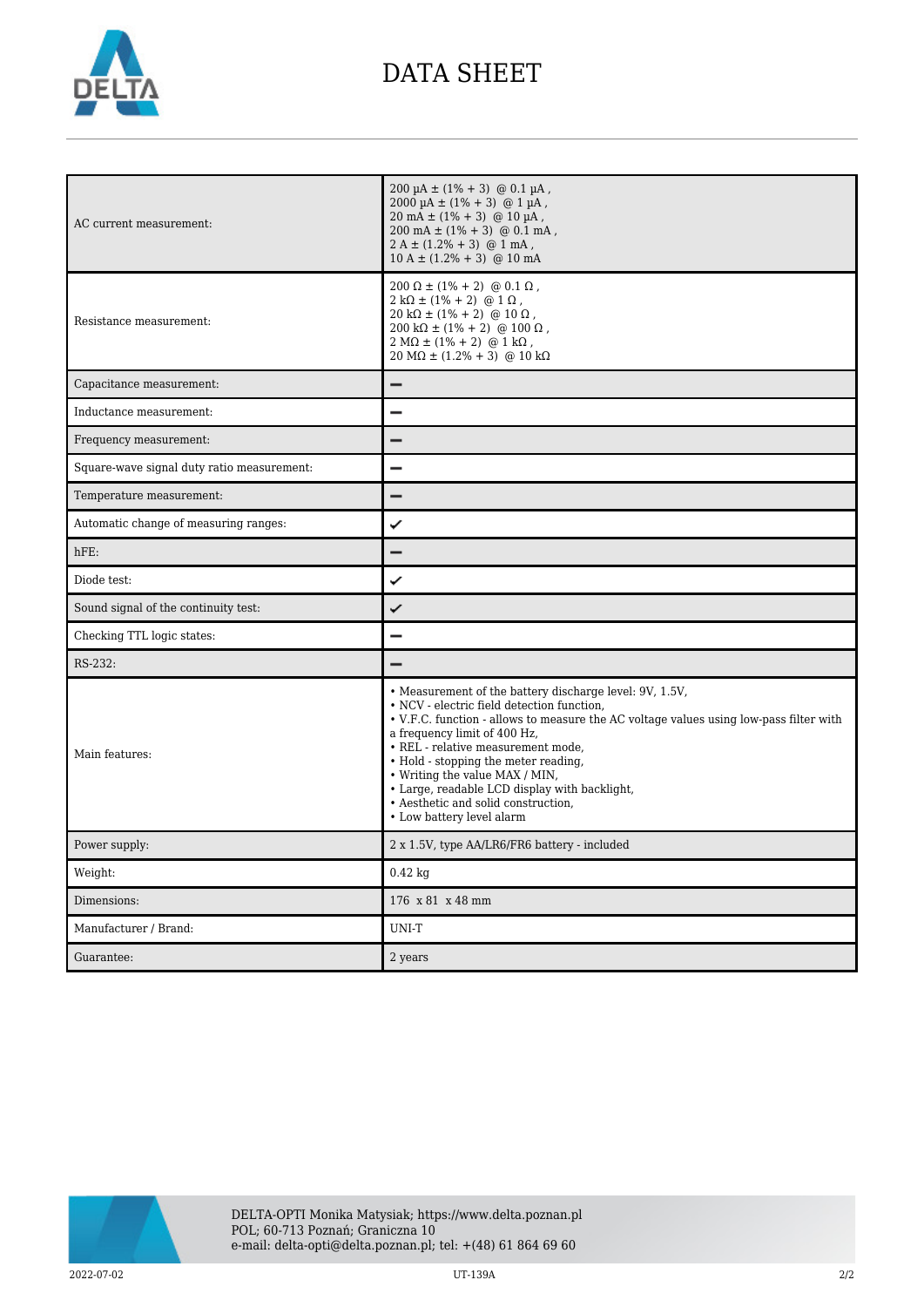# DATA SHEET

| | |
|---|---|
| AC current measurement: | 200 µA ± (1% + 3) @ 0.1 µA ,<br>2000 µA ± (1% + 3) @ 1 µA ,<br>20 mA ± (1% + 3) @ 10 µA ,<br>200 mA ± (1% + 3) @ 0.1 mA ,<br>2 A ± (1.2% + 3) @ 1 mA ,<br>10 A ± (1.2% + 3) @ 10 mA |
| Resistance measurement: | 200 Ω ± (1% + 2) @ 0.1 Ω ,<br>2 kΩ ± (1% + 2) @ 1 Ω ,<br>20 kΩ ± (1% + 2) @ 10 Ω ,<br>200 kΩ ± (1% + 2) @ 100 Ω ,<br>2 MΩ ± (1% + 2) @ 1 kΩ ,<br>20 MΩ ± (1.2% + 3) @ 10 kΩ |
| Capacitance measurement: | – |
| Inductance measurement: | – |
| Frequency measurement: | – |
| Square-wave signal duty ratio measurement: | – |
| Temperature measurement: | – |
| Automatic change of measuring ranges: | ✓ |
| hFE: | – |
| Diode test: | ✓ |
| Sound signal of the continuity test: | ✓ |
| Checking TTL logic states: | – |
| RS-232: | – |
| Main features: | • Measurement of the battery discharge level: 9V, 1.5V,<br>• NCV - electric field detection function,<br>• V.F.C. function - allows to measure the AC voltage values using low-pass filter with a frequency limit of 400 Hz,<br>• REL - relative measurement mode,<br>• Hold - stopping the meter reading,<br>• Writing the value MAX / MIN,<br>• Large, readable LCD display with backlight,<br>• Aesthetic and solid construction,<br>• Low battery level alarm |
| Power supply: | 2 x 1.5V, type AA/LR6/FR6 battery - included |
| Weight: | 0.42 kg |
| Dimensions: | 176 x 81 x 48 mm |
| Manufacturer / Brand: | UNI-T |
| Guarantee: | 2 years |

DELTA-OPTI Monika Matysiak; https://www.delta.poznan.pl
POL; 60-713 Poznań; Graniczna 10
e-mail: delta-opti@delta.poznan.pl; tel: +(48) 61 864 69 60

2022-07-02 UT-139A